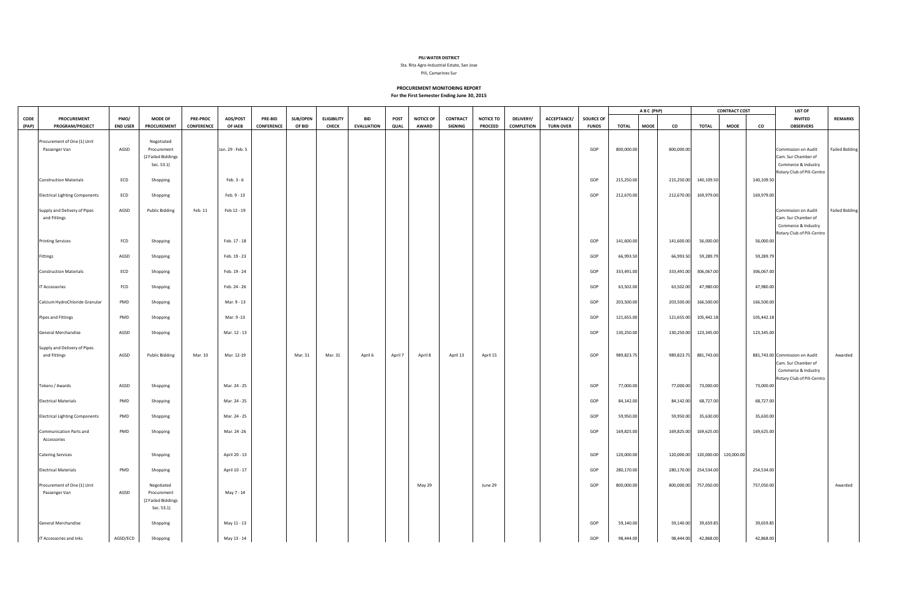**PILI WATER DISTRICT**

Sta. Rita Agro-Industrial Estate, San Jose

Pili, Camarines Sur

**PROCUREMENT MONITORING REPORT**

**For the First Semester Ending June 30, 2015**

| CODE (PAP) | PROCUREMENT PROGRAM/PROJECT | PMO/ END USER | MODE OF PROCUREMENT | PRE-PROC CONFERENCE | ADS/POST OF IAEB | PRE-BID CONFERENCE | SUB/OPEN OF BID | ELIGIBILITY CHECK | BID EVALUATION | POST QUAL | NOTICE OF AWARD | CONTRACT SIGNING | NOTICE TO PROCEED | DELIVERY/ COMPLETION | ACCEPTANCE/ TURN OVER | SOURCE OF FUNDS | A B C (PhP) | | | CONTRACT COST | | | LIST OF INVITED OBSERVERS | REMARKS |
|---|---|---|---|---|---|---|---|---|---|---|---|---|---|---|---|---|---|---|---|---|---|---|---|---|
| | | | | | | | | | | | | | | | | | TOTAL | MOOE | CO | TOTAL | MOOE | CO | | |
| | Procurement of One (1) Unit Passenger Van | AGSD | Negotiated Procurement (2 Failed Biddings Sec. 53.1) | | Jan. 29 - Feb. 5 | | | | | | | | | | | GOP | 800,000.00 | | 800,000.00 | | | | Commission on Audit Cam. Sur Chamber of Commerce & Industry Rotary Club of Pili-Centro | Failed Bidding |
| | Construction Materials | ECD | Shopping | | Feb. 3 - 6 | | | | | | | | | | | GOP | 215,250.00 | | 215,250.00 | 140,109.50 | | 140,109.50 | | |
| | Electrical Lighting Components | ECD | Shopping | | Feb. 9 - 13 | | | | | | | | | | | GOP | 212,670.00 | | 212,670.00 | 169,979.00 | | 169,979.00 | | |
| | Supply and Delivery of Pipes and Fittings | AGSD | Public Bidding | Feb. 11 | Feb 12 - 19 | | | | | | | | | | | | | | | | | | Commission on Audit Cam. Sur Chamber of Commerce & Industry Rotary Club of Pili-Centro | Failed Bidding |
| | Printing Services | FCD | Shopping | | Feb. 17 - 18 | | | | | | | | | | | GOP | 141,600.00 | | 141,600.00 | 56,000.00 | | 56,000.00 | | |
| | Fittings | AGSD | Shopping | | Feb. 19 - 23 | | | | | | | | | | | GOP | 66,993.50 | | 66,993.50 | 59,289.79 | | 59,289.79 | | |
| | Construction Materials | ECD | Shopping | | Feb. 19 - 24 | | | | | | | | | | | GOP | 333,491.00 | | 333,491.00 | 306,067.00 | | 306,067.00 | | |
| | IT Accessories | FCD | Shopping | | Feb. 24 - 26 | | | | | | | | | | | GOP | 63,502.00 | | 63,502.00 | 47,980.00 | | 47,980.00 | | |
| | Calcium HydroChloride Granular | PMD | Shopping | | Mar. 9 - 13 | | | | | | | | | | | GOP | 203,500.00 | | 203,500.00 | 166,500.00 | | 166,500.00 | | |
| | Pipes and Fittings | PMD | Shopping | | Mar. 9 -13 | | | | | | | | | | | GOP | 121,655.00 | | 121,655.00 | 105,442.18 | | 105,442.18 | | |
| | General Merchandise | AGSD | Shopping | | Mar. 12 - 13 | | | | | | | | | | | GOP | 130,250.00 | | 130,250.00 | 123,345.00 | | 123,345.00 | | |
| | Supply and Delivery of Pipes and Fittings | AGSD | Public Bidding | Mar. 10 | Mar. 12-19 | | Mar. 31 | Mar. 31 | April 6 | April 7 | April 8 | April 13 | April 15 | | | GOP | 989,823.75 | | 989,823.75 | 881,743.00 | | 881,743.00 | Commission on Audit Cam. Sur Chamber of Commerce & Industry Rotary Club of Pili-Centro | Awarded |
| | Tokens / Awards | AGSD | Shopping | | Mar. 24 - 25 | | | | | | | | | | | GOP | 77,000.00 | | 77,000.00 | 73,000.00 | | 73,000.00 | | |
| | Electrical Materials | PMD | Shopping | | Mar. 24 - 25 | | | | | | | | | | | GOP | 84,142.00 | | 84,142.00 | 68,727.00 | | 68,727.00 | | |
| | Electrical Lighting Components | PMD | Shopping | | Mar. 24 - 25 | | | | | | | | | | | GOP | 59,950.00 | | 59,950.00 | 35,630.00 | | 35,630.00 | | |
| | Communication Parts and Accessories | PMD | Shopping | | Mar. 24 -26 | | | | | | | | | | | GOP | 169,825.00 | | 169,825.00 | 169,625.00 | | 169,625.00 | | |
| | Catering Services | | Shopping | | April 20 - 13 | | | | | | | | | | | GOP | 120,000.00 | | 120,000.00 | 120,000.00 | 120,000.00 | | | |
| | Electrical Materials | PMD | Shopping | | April 10 - 17 | | | | | | | | | | | GOP | 280,170.00 | | 280,170.00 | 254,534.00 | | 254,534.00 | | |
| | Procurement of One (1) Unit Passenger Van | AGSD | Negotiated Procurement (2 Failed Biddings Sec. 53.1) | | May 7 - 14 | | | | | | May 29 | | June 29 | | | GOP | 800,000.00 | | 800,000.00 | 757,050.00 | | 757,050.00 | | Awarded |
| | General Merchandise | | Shopping | | May 11 - 13 | | | | | | | | | | | GOP | 59,140.00 | | 59,140.00 | 39,659.85 | | 39,659.85 | | |
| | IT Accessories and Inks | AGSD/ECD | Shopping | | May 13 - 14 | | | | | | | | | | | GOP | 98,444.00 | | 98,444.00 | 42,868.00 | | 42,868.00 | | |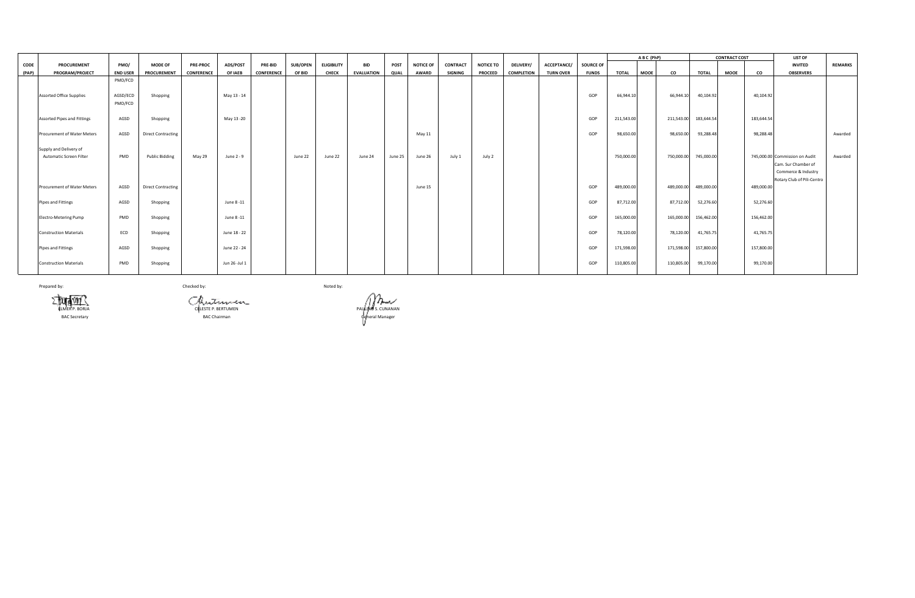| CODE (PAP) | PROCUREMENT PROGRAM/PROJECT | PMO/ END USER | MODE OF PROCUREMENT | PRE-PROC CONFERENCE | ADS/POST OF IAEB | PRE-BID CONFERENCE | SUB/OPEN OF BID | ELIGIBILITY CHECK | BID EVALUATION | POST QUAL | NOTICE OF AWARD | CONTRACT SIGNING | NOTICE TO PROCEED | DELIVERY/ COMPLETION | ACCEPTANCE/ TURN OVER | SOURCE OF FUNDS | A B C (PhP) | | | CONTRACT COST | | | LIST OF INVITED OBSERVERS | REMARKS |
|---|---|---|---|---|---|---|---|---|---|---|---|---|---|---|---|---|---|---|---|---|---|---|---|---|
| | | | | | | | | | | | | | | | | | TOTAL | MOOE | CO | TOTAL | MOOE | CO | | |
| | | PMD/FCD | | | | | | | | | | | | | | | | | | | | | | |
| | Assorted Office Supplies | AGSD/ECD PMD/FCD | Shopping | | May 13 - 14 | | | | | | | | | | | GOP | 66,944.10 | | 66,944.10 | 40,104.92 | | 40,104.92 | | |
| | Assorted Pipes and Fittings | AGSD | Shopping | | May 13 -20 | | | | | | | | | | | GOP | 211,543.00 | | 211,543.00 | 183,644.54 | | 183,644.54 | | |
| | Procurement of Water Meters | AGSD | Direct Contracting | | | | | | | | May 11 | | | | | GOP | 98,650.00 | | 98,650.00 | 93,288.48 | | 98,288.48 | | Awarded |
| | Supply and Delivery of Automatic Screen Filter | PMD | Public Bidding | May 29 | June 2 - 9 | | June 22 | June 22 | June 24 | June 25 | June 26 | July 1 | July 2 | | | | 750,000.00 | | 750,000.00 | 745,000.00 | | 745,000.00 | Commission on Audit Cam. Sur Chamber of Commerce & Industry Rotary Club of Pili-Centro | Awarded |
| | Procurement of Water Meters | AGSD | Direct Contracting | | | | | | | | June 15 | | | | | GOP | 489,000.00 | | 489,000.00 | 489,000.00 | | 489,000.00 | | |
| | Pipes and Fittings | AGSD | Shopping | | June 8 -11 | | | | | | | | | | | GOP | 87,712.00 | | 87,712.00 | 52,276.60 | | 52,276.60 | | |
| | Electro-Metering Pump | PMD | Shopping | | June 8 -11 | | | | | | | | | | | GOP | 165,000.00 | | 165,000.00 | 156,462.00 | | 156,462.00 | | |
| | Construction Materials | ECD | Shopping | | June 18 - 22 | | | | | | | | | | | GOP | 78,120.00 | | 78,120.00 | 41,765.75 | | 41,765.75 | | |
| | Pipes and Fittings | AGSD | Shopping | | June 22 - 24 | | | | | | | | | | | GOP | 171,598.00 | | 171,598.00 | 157,800.00 | | 157,800.00 | | |
| | Construction Materials | PMD | Shopping | | Jun 26 -Jul 1 | | | | | | | | | | | GOP | 110,805.00 | | 110,805.00 | 99,170.00 | | 99,170.00 | | |

Prepared by:

ELMER P. BORJA
BAC Secretary

Checked by:

CELESTE P. BERTUMEN
BAC Chairman

Noted by:

PAULINO S. CUNANAN
General Manager